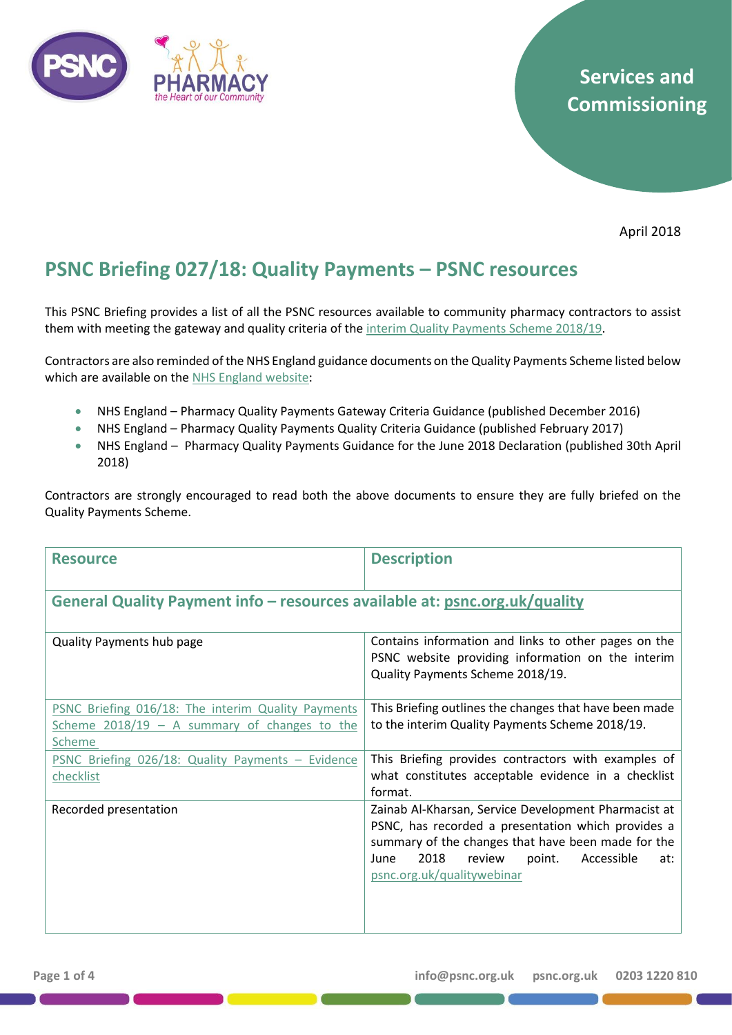Services and Commissioning

April 2018

# PSNC Briefing 027/18: Quality Payments – PSNC resources

This PSNC Briefing provides a list of all the PSNC resources available to community pharmacy contractors to assist them with meeting the gateway and quality criteria of the interim Quality Payments Scheme 2018/19.

Contractors are also reminded of the NHS England guidance documents on the Quality Payments Scheme listed below which are available on the NHS England website:

- NHS England – Pharmacy Quality Payments Gateway Criteria Guidance (published December 2016)
- NHS England – Pharmacy Quality Payments Quality Criteria Guidance (published February 2017)
- NHS England – Pharmacy Quality Payments Guidance for the June 2018 Declaration (published 30th April 2018)

Contractors are strongly encouraged to read both the above documents to ensure they are fully briefed on the Quality Payments Scheme.

| Resource | Description |
|---|---|
| **General Quality Payment info – resources available at: psnc.org.uk/quality** | |
| Quality Payments hub page | Contains information and links to other pages on the PSNC website providing information on the interim Quality Payments Scheme 2018/19. |
| PSNC Briefing 016/18: The interim Quality Payments Scheme 2018/19 – A summary of changes to the Scheme | This Briefing outlines the changes that have been made to the interim Quality Payments Scheme 2018/19. |
| PSNC Briefing 026/18: Quality Payments – Evidence checklist | This Briefing provides contractors with examples of what constitutes acceptable evidence in a checklist format. |
| Recorded presentation | Zainab Al-Kharsan, Service Development Pharmacist at PSNC, has recorded a presentation which provides a summary of the changes that have been made for the June 2018 review point. Accessible at: psnc.org.uk/qualitywebinar |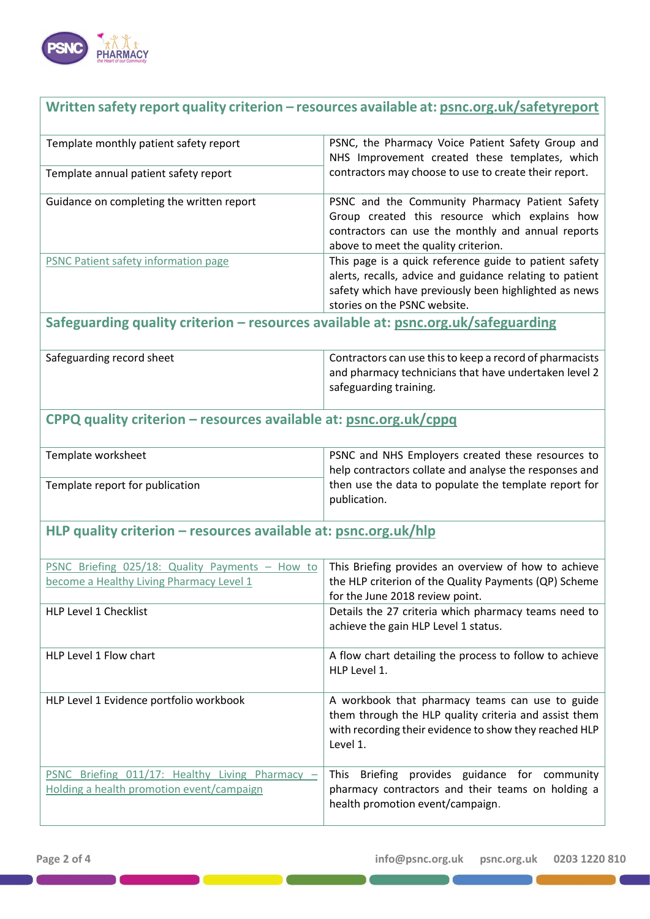| Written safety report quality criterion – resources available at: psnc.org.uk/safetyreport | |
|---|---|
| Template monthly patient safety report | PSNC, the Pharmacy Voice Patient Safety Group and NHS Improvement created these templates, which contractors may choose to use to create their report. |
| Template annual patient safety report | |
| Guidance on completing the written report | PSNC and the Community Pharmacy Patient Safety Group created this resource which explains how contractors can use the monthly and annual reports above to meet the quality criterion. |
| PSNC Patient safety information page | This page is a quick reference guide to patient safety alerts, recalls, advice and guidance relating to patient safety which have previously been highlighted as news stories on the PSNC website. |
| **Safeguarding quality criterion – resources available at: psnc.org.uk/safeguarding** | |
| Safeguarding record sheet | Contractors can use this to keep a record of pharmacists and pharmacy technicians that have undertaken level 2 safeguarding training. |
| **CPPQ quality criterion – resources available at: psnc.org.uk/cppq** | |
| Template worksheet | PSNC and NHS Employers created these resources to help contractors collate and analyse the responses and then use the data to populate the template report for publication. |
| Template report for publication | |
| **HLP quality criterion – resources available at: psnc.org.uk/hlp** | |
| PSNC Briefing 025/18: Quality Payments – How to become a Healthy Living Pharmacy Level 1 | This Briefing provides an overview of how to achieve the HLP criterion of the Quality Payments (QP) Scheme for the June 2018 review point. |
| HLP Level 1 Checklist | Details the 27 criteria which pharmacy teams need to achieve the gain HLP Level 1 status. |
| HLP Level 1 Flow chart | A flow chart detailing the process to follow to achieve HLP Level 1. |
| HLP Level 1 Evidence portfolio workbook | A workbook that pharmacy teams can use to guide them through the HLP quality criteria and assist them with recording their evidence to show they reached HLP Level 1. |
| PSNC Briefing 011/17: Healthy Living Pharmacy – Holding a health promotion event/campaign | This Briefing provides guidance for community pharmacy contractors and their teams on holding a health promotion event/campaign. |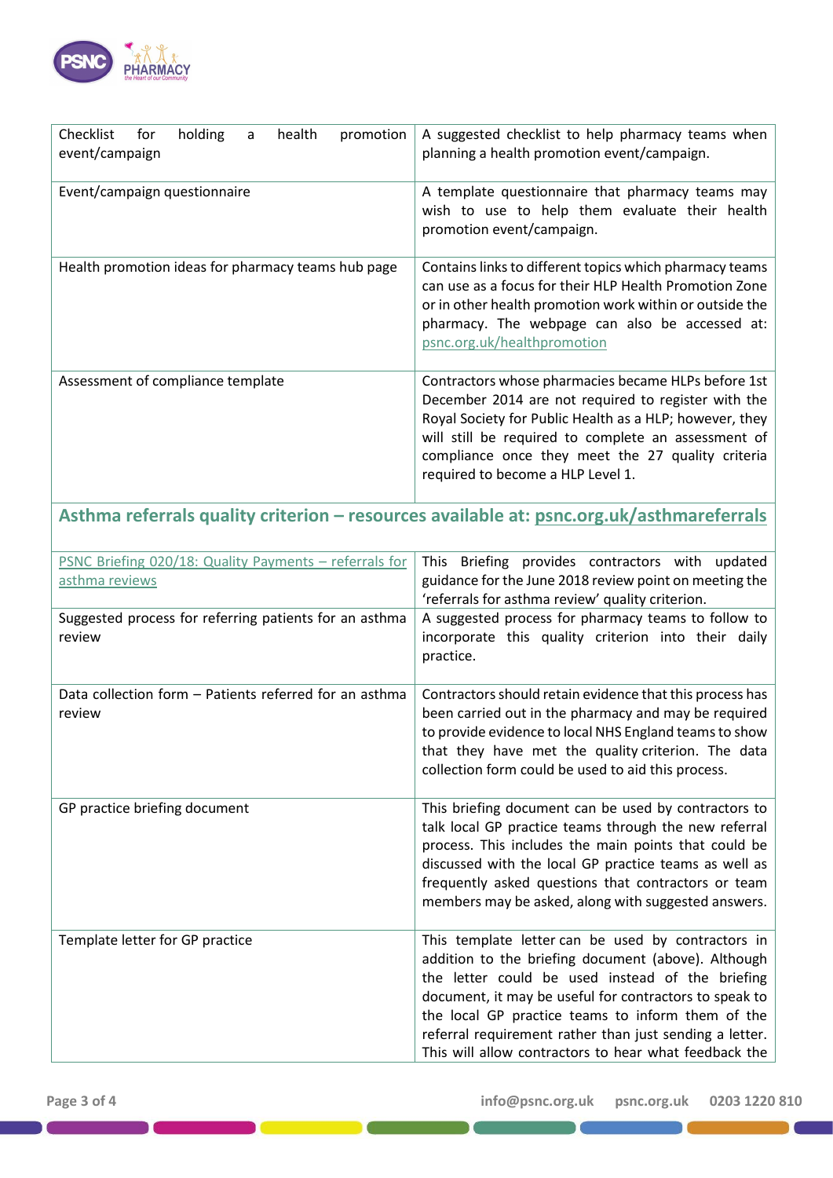| | |
|---|---|
| Checklist for holding a health promotion event/campaign | A suggested checklist to help pharmacy teams when planning a health promotion event/campaign. |
| Event/campaign questionnaire | A template questionnaire that pharmacy teams may wish to use to help them evaluate their health promotion event/campaign. |
| Health promotion ideas for pharmacy teams hub page | Contains links to different topics which pharmacy teams can use as a focus for their HLP Health Promotion Zone or in other health promotion work within or outside the pharmacy. The webpage can also be accessed at: psnc.org.uk/healthpromotion |
| Assessment of compliance template | Contractors whose pharmacies became HLPs before 1st December 2014 are not required to register with the Royal Society for Public Health as a HLP; however, they will still be required to complete an assessment of compliance once they meet the 27 quality criteria required to become a HLP Level 1. |

## Asthma referrals quality criterion – resources available at: psnc.org.uk/asthmareferrals

| | |
|---|---|
| PSNC Briefing 020/18: Quality Payments – referrals for asthma reviews | This Briefing provides contractors with updated guidance for the June 2018 review point on meeting the 'referrals for asthma review' quality criterion. |
| Suggested process for referring patients for an asthma review | A suggested process for pharmacy teams to follow to incorporate this quality criterion into their daily practice. |
| Data collection form – Patients referred for an asthma review | Contractors should retain evidence that this process has been carried out in the pharmacy and may be required to provide evidence to local NHS England teams to show that they have met the quality criterion. The data collection form could be used to aid this process. |
| GP practice briefing document | This briefing document can be used by contractors to talk local GP practice teams through the new referral process. This includes the main points that could be discussed with the local GP practice teams as well as frequently asked questions that contractors or team members may be asked, along with suggested answers. |
| Template letter for GP practice | This template letter can be used by contractors in addition to the briefing document (above). Although the letter could be used instead of the briefing document, it may be useful for contractors to speak to the local GP practice teams to inform them of the referral requirement rather than just sending a letter. This will allow contractors to hear what feedback the |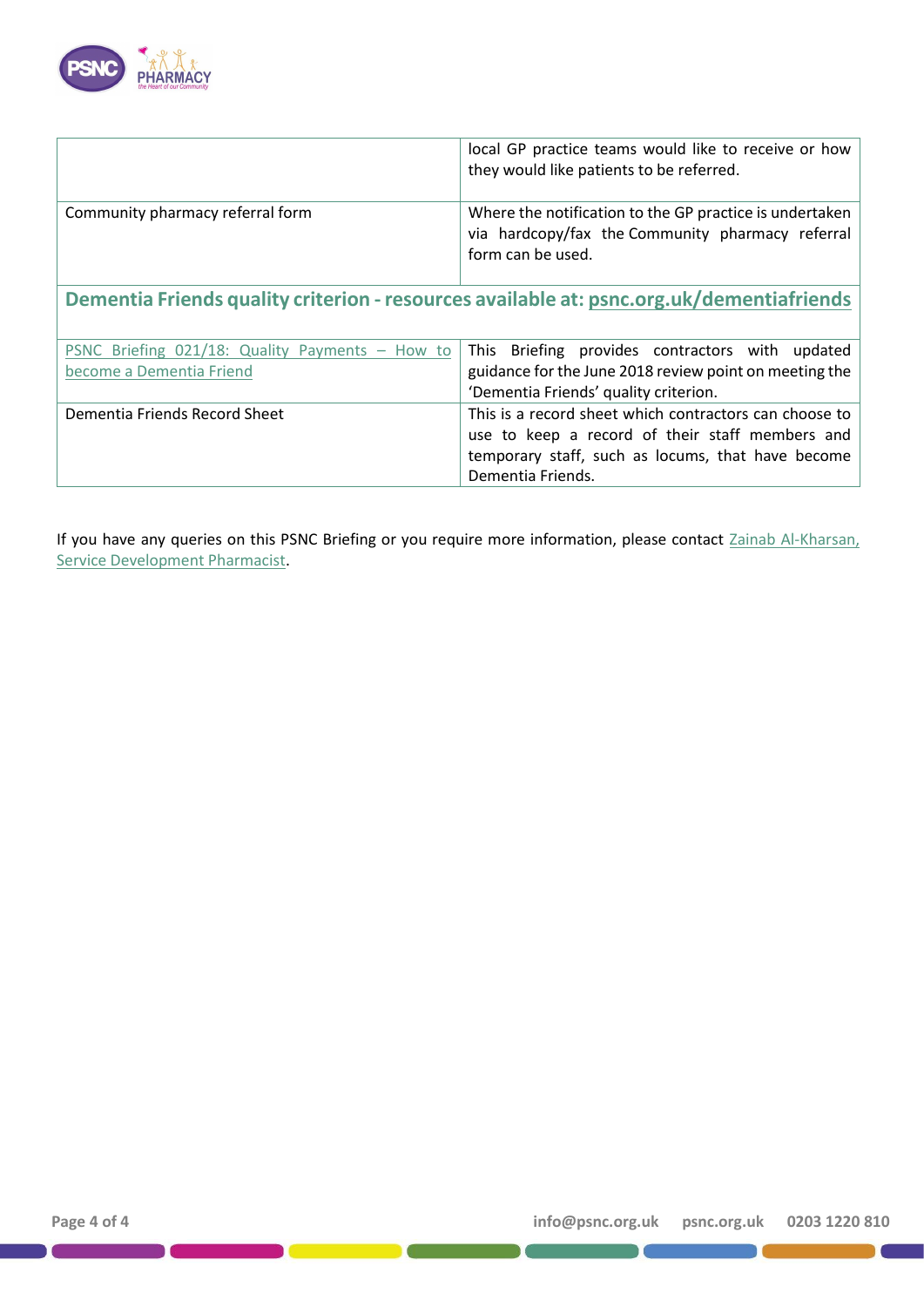| | |
|---|---|
| | local GP practice teams would like to receive or how they would like patients to be referred. |
| Community pharmacy referral form | Where the notification to the GP practice is undertaken via hardcopy/fax the Community pharmacy referral form can be used. |
| **Dementia Friends quality criterion - resources available at: psnc.org.uk/dementiafriends** | |
| PSNC Briefing 021/18: Quality Payments – How to become a Dementia Friend | This Briefing provides contractors with updated guidance for the June 2018 review point on meeting the 'Dementia Friends' quality criterion. |
| Dementia Friends Record Sheet | This is a record sheet which contractors can choose to use to keep a record of their staff members and temporary staff, such as locums, that have become Dementia Friends. |

If you have any queries on this PSNC Briefing or you require more information, please contact Zainab Al-Kharsan, Service Development Pharmacist.